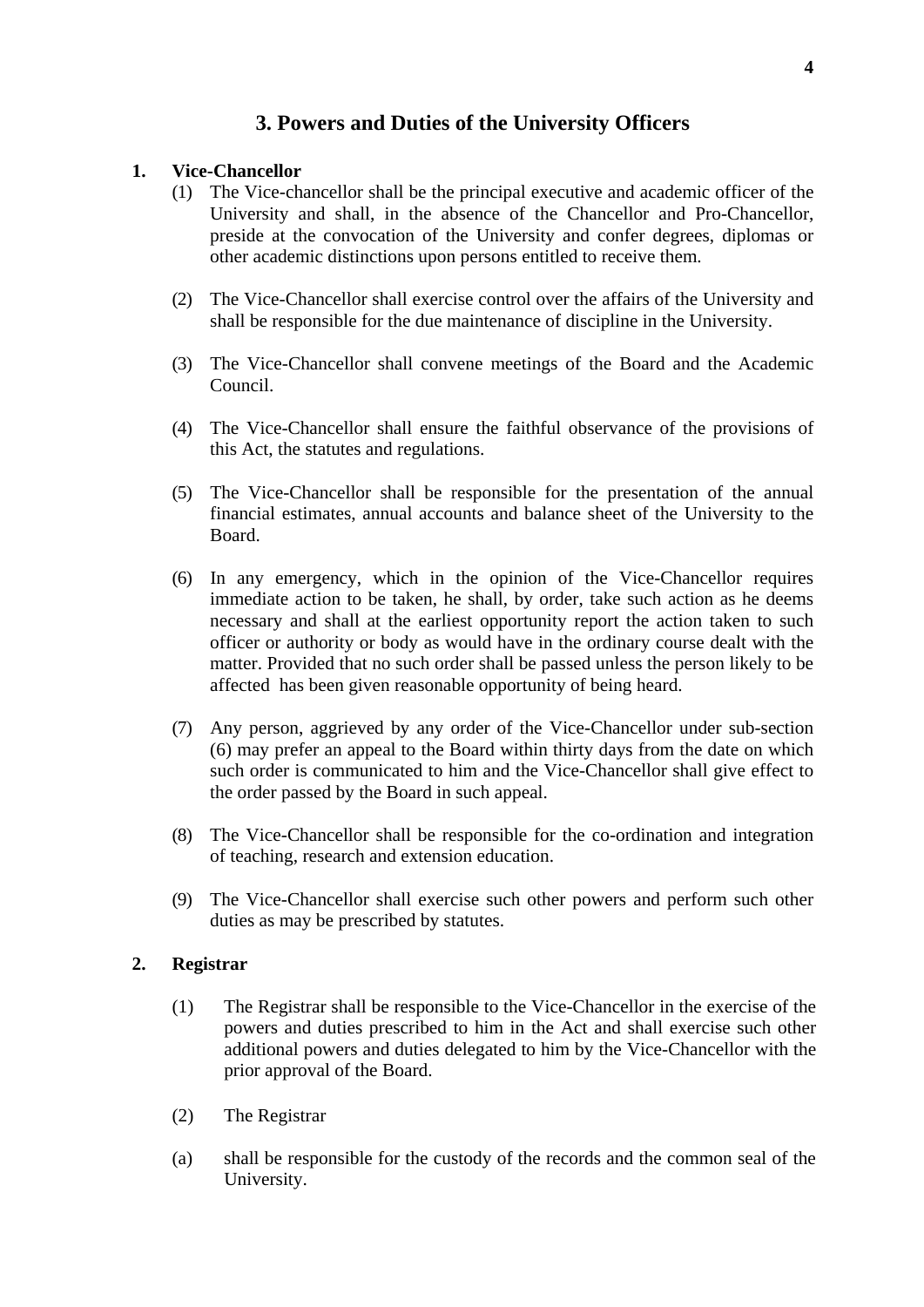# 3. Powers and Duties of the University Officers

**1. Vice-Chancellor**

(1) The Vice-chancellor shall be the principal executive and academic officer of the University and shall, in the absence of the Chancellor and Pro-Chancellor, preside at the convocation of the University and confer degrees, diplomas or other academic distinctions upon persons entitled to receive them.

(2) The Vice-Chancellor shall exercise control over the affairs of the University and shall be responsible for the due maintenance of discipline in the University.

(3) The Vice-Chancellor shall convene meetings of the Board and the Academic Council.

(4) The Vice-Chancellor shall ensure the faithful observance of the provisions of this Act, the statutes and regulations.

(5) The Vice-Chancellor shall be responsible for the presentation of the annual financial estimates, annual accounts and balance sheet of the University to the Board.

(6) In any emergency, which in the opinion of the Vice-Chancellor requires immediate action to be taken, he shall, by order, take such action as he deems necessary and shall at the earliest opportunity report the action taken to such officer or authority or body as would have in the ordinary course dealt with the matter. Provided that no such order shall be passed unless the person likely to be affected has been given reasonable opportunity of being heard.

(7) Any person, aggrieved by any order of the Vice-Chancellor under sub-section (6) may prefer an appeal to the Board within thirty days from the date on which such order is communicated to him and the Vice-Chancellor shall give effect to the order passed by the Board in such appeal.

(8) The Vice-Chancellor shall be responsible for the co-ordination and integration of teaching, research and extension education.

(9) The Vice-Chancellor shall exercise such other powers and perform such other duties as may be prescribed by statutes.

**2. Registrar**

(1) The Registrar shall be responsible to the Vice-Chancellor in the exercise of the powers and duties prescribed to him in the Act and shall exercise such other additional powers and duties delegated to him by the Vice-Chancellor with the prior approval of the Board.

(2) The Registrar

(a) shall be responsible for the custody of the records and the common seal of the University.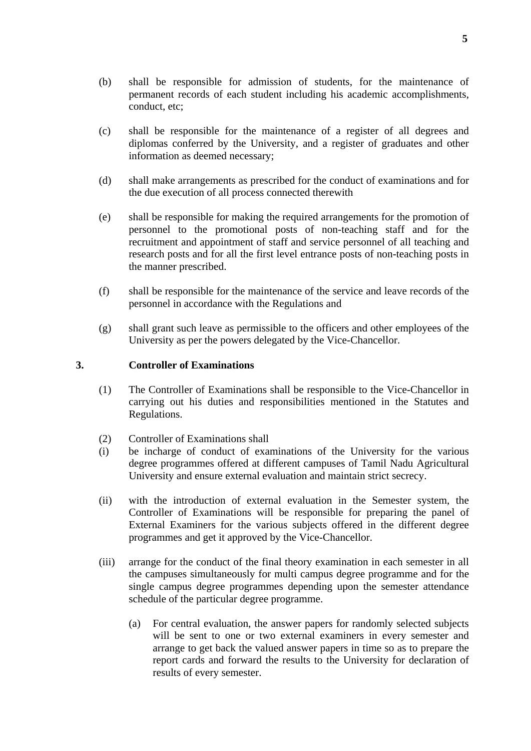(b) shall be responsible for admission of students, for the maintenance of permanent records of each student including his academic accomplishments, conduct, etc;

(c) shall be responsible for the maintenance of a register of all degrees and diplomas conferred by the University, and a register of graduates and other information as deemed necessary;

(d) shall make arrangements as prescribed for the conduct of examinations and for the due execution of all process connected therewith

(e) shall be responsible for making the required arrangements for the promotion of personnel to the promotional posts of non-teaching staff and for the recruitment and appointment of staff and service personnel of all teaching and research posts and for all the first level entrance posts of non-teaching posts in the manner prescribed.

(f) shall be responsible for the maintenance of the service and leave records of the personnel in accordance with the Regulations and

(g) shall grant such leave as permissible to the officers and other employees of the University as per the powers delegated by the Vice-Chancellor.

**3. Controller of Examinations**

(1) The Controller of Examinations shall be responsible to the Vice-Chancellor in carrying out his duties and responsibilities mentioned in the Statutes and Regulations.

(2) Controller of Examinations shall

(i) be incharge of conduct of examinations of the University for the various degree programmes offered at different campuses of Tamil Nadu Agricultural University and ensure external evaluation and maintain strict secrecy.

(ii) with the introduction of external evaluation in the Semester system, the Controller of Examinations will be responsible for preparing the panel of External Examiners for the various subjects offered in the different degree programmes and get it approved by the Vice-Chancellor.

(iii) arrange for the conduct of the final theory examination in each semester in all the campuses simultaneously for multi campus degree programme and for the single campus degree programmes depending upon the semester attendance schedule of the particular degree programme.

   (a) For central evaluation, the answer papers for randomly selected subjects will be sent to one or two external examiners in every semester and arrange to get back the valued answer papers in time so as to prepare the report cards and forward the results to the University for declaration of results of every semester.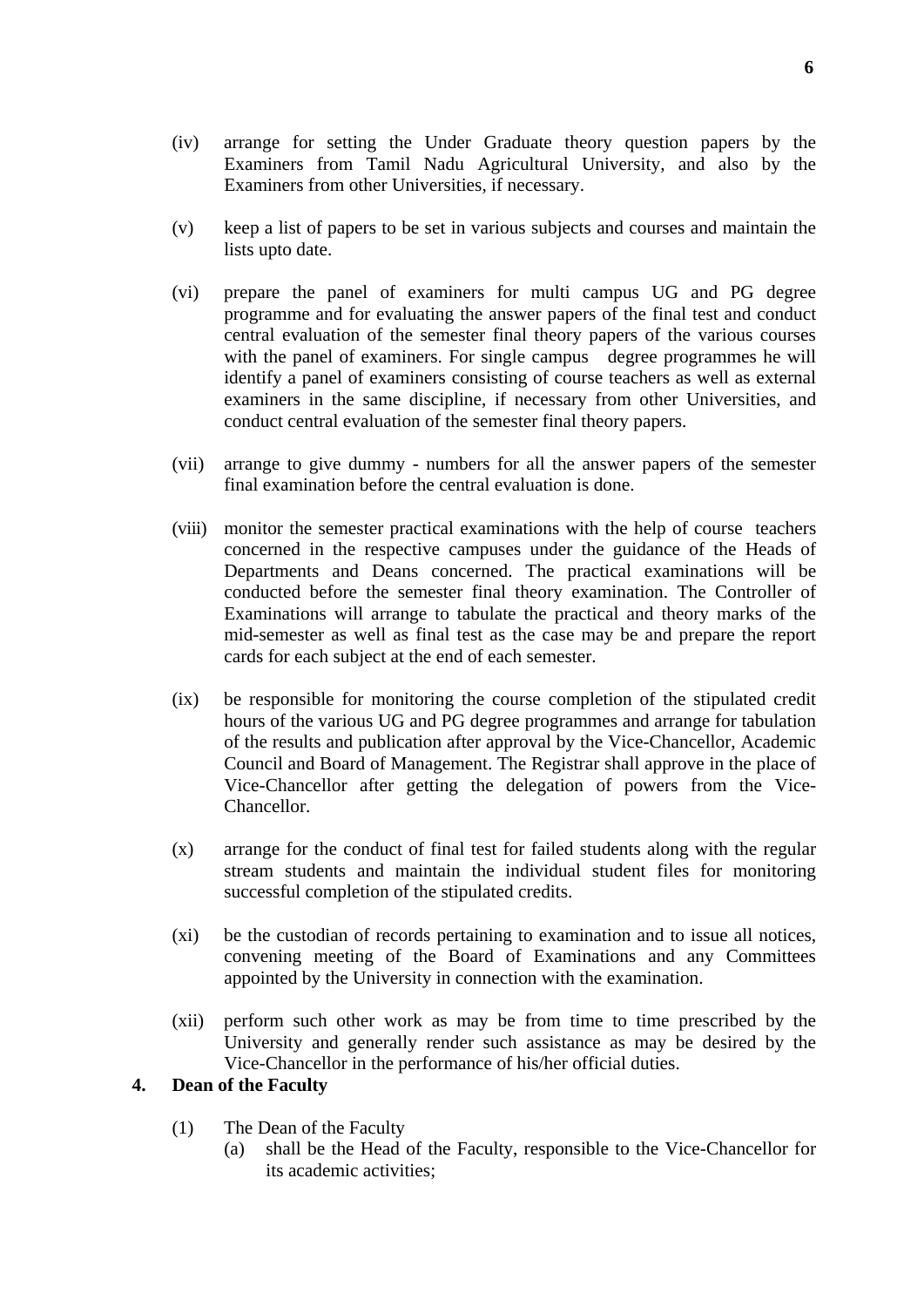(iv) arrange for setting the Under Graduate theory question papers by the Examiners from Tamil Nadu Agricultural University, and also by the Examiners from other Universities, if necessary.

(v) keep a list of papers to be set in various subjects and courses and maintain the lists upto date.

(vi) prepare the panel of examiners for multi campus UG and PG degree programme and for evaluating the answer papers of the final test and conduct central evaluation of the semester final theory papers of the various courses with the panel of examiners. For single campus degree programmes he will identify a panel of examiners consisting of course teachers as well as external examiners in the same discipline, if necessary from other Universities, and conduct central evaluation of the semester final theory papers.

(vii) arrange to give dummy - numbers for all the answer papers of the semester final examination before the central evaluation is done.

(viii) monitor the semester practical examinations with the help of course teachers concerned in the respective campuses under the guidance of the Heads of Departments and Deans concerned. The practical examinations will be conducted before the semester final theory examination. The Controller of Examinations will arrange to tabulate the practical and theory marks of the mid-semester as well as final test as the case may be and prepare the report cards for each subject at the end of each semester.

(ix) be responsible for monitoring the course completion of the stipulated credit hours of the various UG and PG degree programmes and arrange for tabulation of the results and publication after approval by the Vice-Chancellor, Academic Council and Board of Management. The Registrar shall approve in the place of Vice-Chancellor after getting the delegation of powers from the Vice-Chancellor.

(x) arrange for the conduct of final test for failed students along with the regular stream students and maintain the individual student files for monitoring successful completion of the stipulated credits.

(xi) be the custodian of records pertaining to examination and to issue all notices, convening meeting of the Board of Examinations and any Committees appointed by the University in connection with the examination.

(xii) perform such other work as may be from time to time prescribed by the University and generally render such assistance as may be desired by the Vice-Chancellor in the performance of his/her official duties.

**4. Dean of the Faculty**

(1) The Dean of the Faculty

(a) shall be the Head of the Faculty, responsible to the Vice-Chancellor for its academic activities;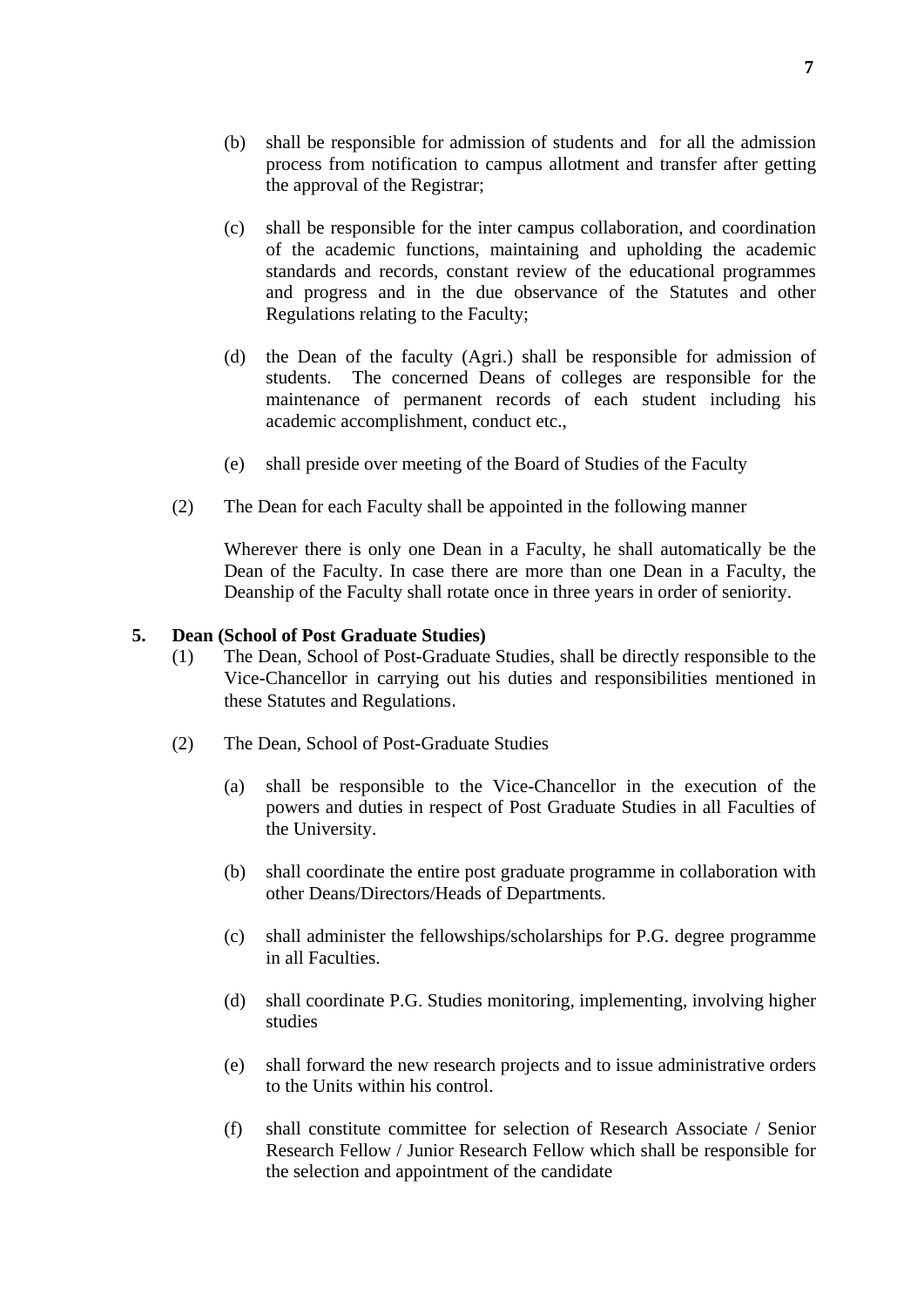(b) shall be responsible for admission of students and for all the admission process from notification to campus allotment and transfer after getting the approval of the Registrar;

(c) shall be responsible for the inter campus collaboration, and coordination of the academic functions, maintaining and upholding the academic standards and records, constant review of the educational programmes and progress and in the due observance of the Statutes and other Regulations relating to the Faculty;

(d) the Dean of the faculty (Agri.) shall be responsible for admission of students. The concerned Deans of colleges are responsible for the maintenance of permanent records of each student including his academic accomplishment, conduct etc.,

(e) shall preside over meeting of the Board of Studies of the Faculty

(2) The Dean for each Faculty shall be appointed in the following manner

Wherever there is only one Dean in a Faculty, he shall automatically be the Dean of the Faculty. In case there are more than one Dean in a Faculty, the Deanship of the Faculty shall rotate once in three years in order of seniority.

**5. Dean (School of Post Graduate Studies)**

(1) The Dean, School of Post-Graduate Studies, shall be directly responsible to the Vice-Chancellor in carrying out his duties and responsibilities mentioned in these Statutes and Regulations.

(2) The Dean, School of Post-Graduate Studies

(a) shall be responsible to the Vice-Chancellor in the execution of the powers and duties in respect of Post Graduate Studies in all Faculties of the University.

(b) shall coordinate the entire post graduate programme in collaboration with other Deans/Directors/Heads of Departments.

(c) shall administer the fellowships/scholarships for P.G. degree programme in all Faculties.

(d) shall coordinate P.G. Studies monitoring, implementing, involving higher studies

(e) shall forward the new research projects and to issue administrative orders to the Units within his control.

(f) shall constitute committee for selection of Research Associate / Senior Research Fellow / Junior Research Fellow which shall be responsible for the selection and appointment of the candidate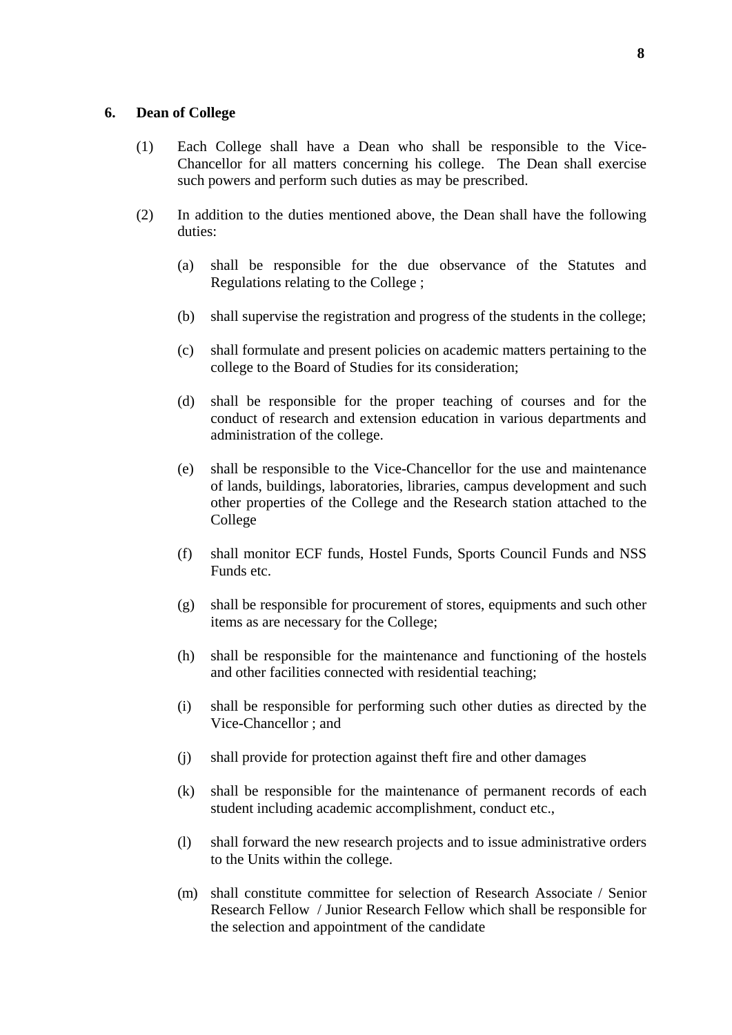## 6. Dean of College

(1) Each College shall have a Dean who shall be responsible to the Vice-Chancellor for all matters concerning his college. The Dean shall exercise such powers and perform such duties as may be prescribed.

(2) In addition to the duties mentioned above, the Dean shall have the following duties:

(a) shall be responsible for the due observance of the Statutes and Regulations relating to the College ;

(b) shall supervise the registration and progress of the students in the college;

(c) shall formulate and present policies on academic matters pertaining to the college to the Board of Studies for its consideration;

(d) shall be responsible for the proper teaching of courses and for the conduct of research and extension education in various departments and administration of the college.

(e) shall be responsible to the Vice-Chancellor for the use and maintenance of lands, buildings, laboratories, libraries, campus development and such other properties of the College and the Research station attached to the College

(f) shall monitor ECF funds, Hostel Funds, Sports Council Funds and NSS Funds etc.

(g) shall be responsible for procurement of stores, equipments and such other items as are necessary for the College;

(h) shall be responsible for the maintenance and functioning of the hostels and other facilities connected with residential teaching;

(i) shall be responsible for performing such other duties as directed by the Vice-Chancellor ; and

(j) shall provide for protection against theft fire and other damages

(k) shall be responsible for the maintenance of permanent records of each student including academic accomplishment, conduct etc.,

(l) shall forward the new research projects and to issue administrative orders to the Units within the college.

(m) shall constitute committee for selection of Research Associate / Senior Research Fellow / Junior Research Fellow which shall be responsible for the selection and appointment of the candidate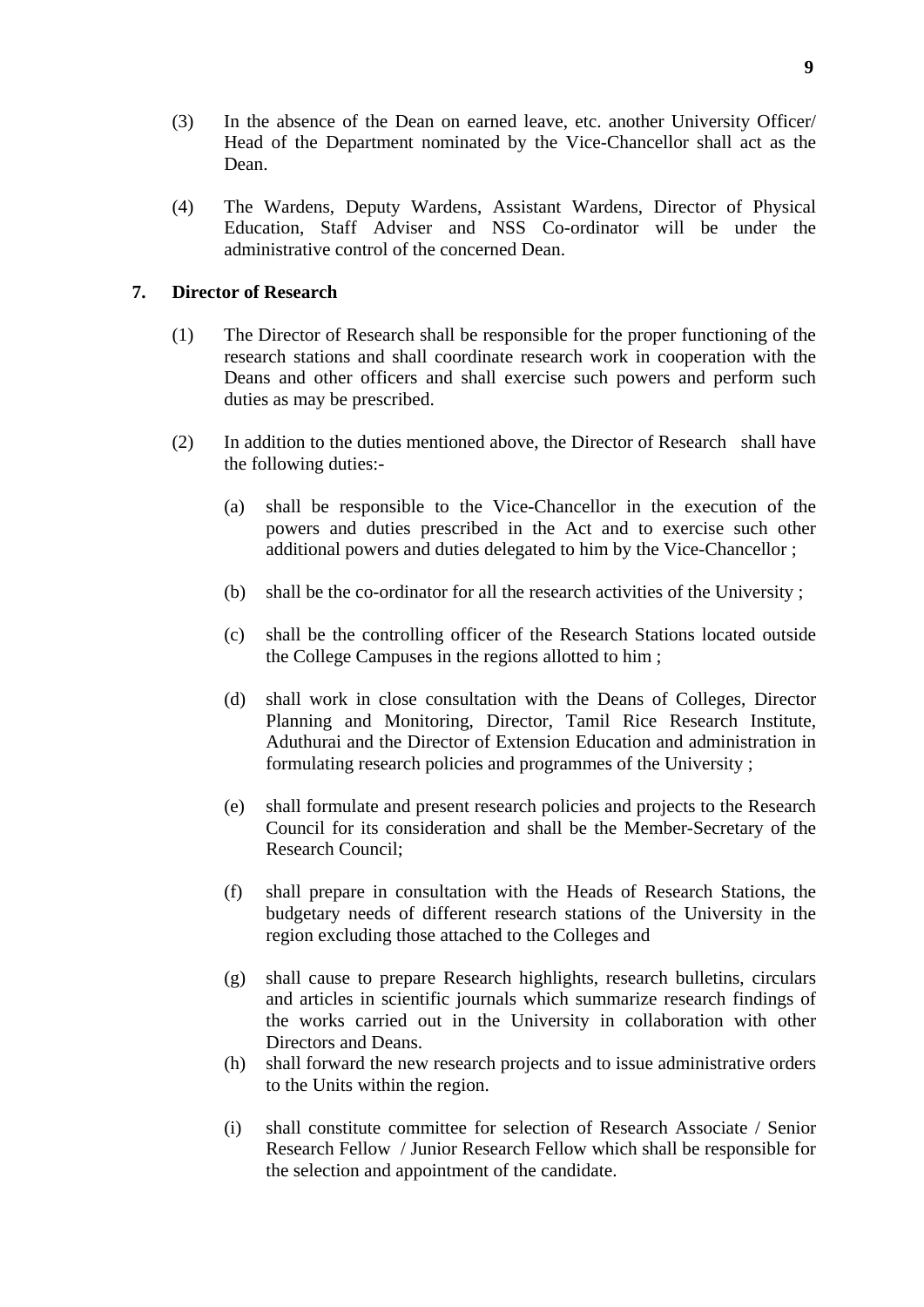(3) In the absence of the Dean on earned leave, etc. another University Officer/ Head of the Department nominated by the Vice-Chancellor shall act as the Dean.

(4) The Wardens, Deputy Wardens, Assistant Wardens, Director of Physical Education, Staff Adviser and NSS Co-ordinator will be under the administrative control of the concerned Dean.

## 7. Director of Research

(1) The Director of Research shall be responsible for the proper functioning of the research stations and shall coordinate research work in cooperation with the Deans and other officers and shall exercise such powers and perform such duties as may be prescribed.

(2) In addition to the duties mentioned above, the Director of Research shall have the following duties:-

(a) shall be responsible to the Vice-Chancellor in the execution of the powers and duties prescribed in the Act and to exercise such other additional powers and duties delegated to him by the Vice-Chancellor ;

(b) shall be the co-ordinator for all the research activities of the University ;

(c) shall be the controlling officer of the Research Stations located outside the College Campuses in the regions allotted to him ;

(d) shall work in close consultation with the Deans of Colleges, Director Planning and Monitoring, Director, Tamil Rice Research Institute, Aduthurai and the Director of Extension Education and administration in formulating research policies and programmes of the University ;

(e) shall formulate and present research policies and projects to the Research Council for its consideration and shall be the Member-Secretary of the Research Council;

(f) shall prepare in consultation with the Heads of Research Stations, the budgetary needs of different research stations of the University in the region excluding those attached to the Colleges and

(g) shall cause to prepare Research highlights, research bulletins, circulars and articles in scientific journals which summarize research findings of the works carried out in the University in collaboration with other Directors and Deans.

(h) shall forward the new research projects and to issue administrative orders to the Units within the region.

(i) shall constitute committee for selection of Research Associate / Senior Research Fellow / Junior Research Fellow which shall be responsible for the selection and appointment of the candidate.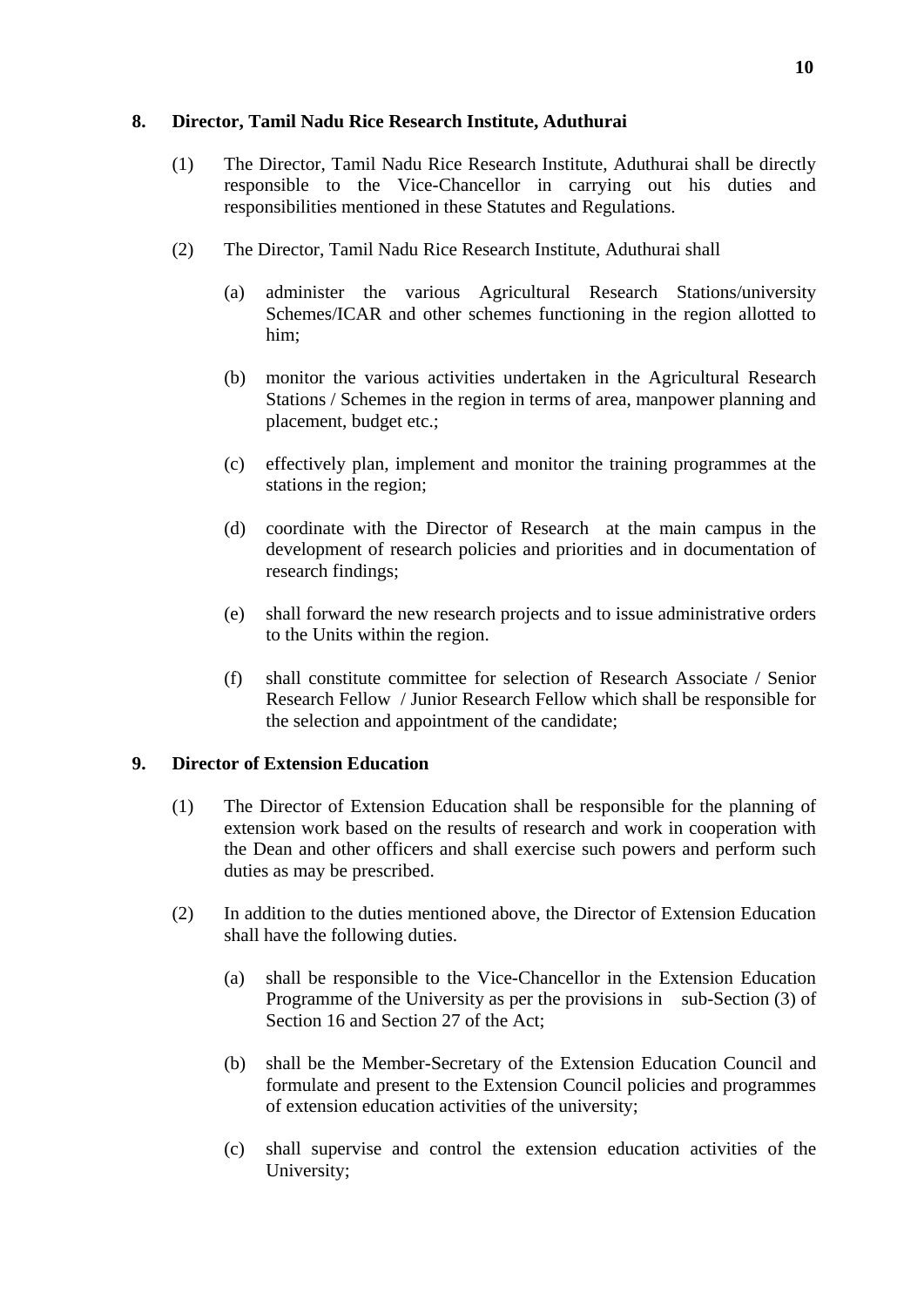**8. Director, Tamil Nadu Rice Research Institute, Aduthurai**

(1) The Director, Tamil Nadu Rice Research Institute, Aduthurai shall be directly responsible to the Vice-Chancellor in carrying out his duties and responsibilities mentioned in these Statutes and Regulations.

(2) The Director, Tamil Nadu Rice Research Institute, Aduthurai shall

(a) administer the various Agricultural Research Stations/university Schemes/ICAR and other schemes functioning in the region allotted to him;

(b) monitor the various activities undertaken in the Agricultural Research Stations / Schemes in the region in terms of area, manpower planning and placement, budget etc.;

(c) effectively plan, implement and monitor the training programmes at the stations in the region;

(d) coordinate with the Director of Research at the main campus in the development of research policies and priorities and in documentation of research findings;

(e) shall forward the new research projects and to issue administrative orders to the Units within the region.

(f) shall constitute committee for selection of Research Associate / Senior Research Fellow / Junior Research Fellow which shall be responsible for the selection and appointment of the candidate;

**9. Director of Extension Education**

(1) The Director of Extension Education shall be responsible for the planning of extension work based on the results of research and work in cooperation with the Dean and other officers and shall exercise such powers and perform such duties as may be prescribed.

(2) In addition to the duties mentioned above, the Director of Extension Education shall have the following duties.

(a) shall be responsible to the Vice-Chancellor in the Extension Education Programme of the University as per the provisions in sub-Section (3) of Section 16 and Section 27 of the Act;

(b) shall be the Member-Secretary of the Extension Education Council and formulate and present to the Extension Council policies and programmes of extension education activities of the university;

(c) shall supervise and control the extension education activities of the University;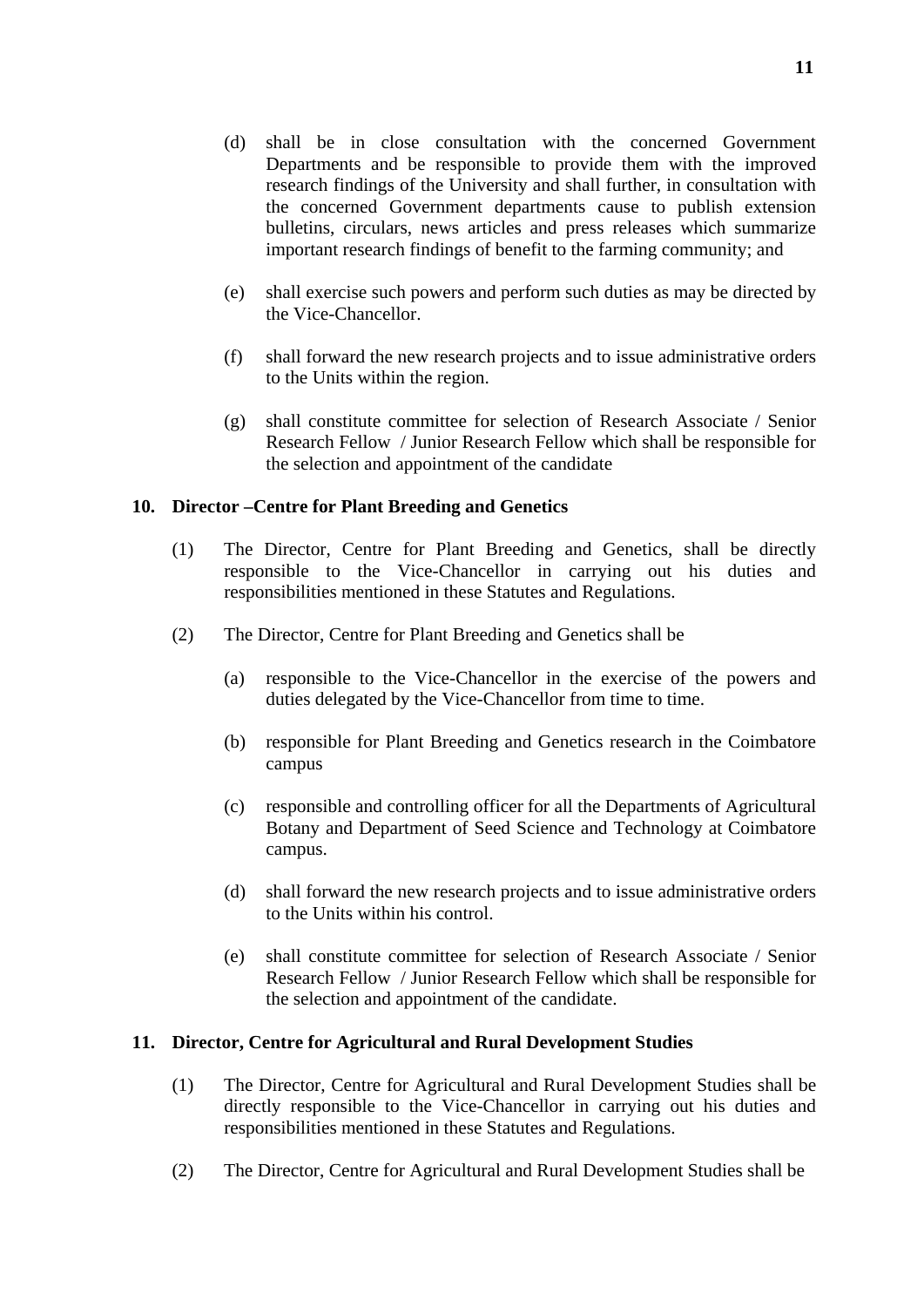(d) shall be in close consultation with the concerned Government Departments and be responsible to provide them with the improved research findings of the University and shall further, in consultation with the concerned Government departments cause to publish extension bulletins, circulars, news articles and press releases which summarize important research findings of benefit to the farming community; and

(e) shall exercise such powers and perform such duties as may be directed by the Vice-Chancellor.

(f) shall forward the new research projects and to issue administrative orders to the Units within the region.

(g) shall constitute committee for selection of Research Associate / Senior Research Fellow / Junior Research Fellow which shall be responsible for the selection and appointment of the candidate

**10. Director –Centre for Plant Breeding and Genetics**

(1) The Director, Centre for Plant Breeding and Genetics, shall be directly responsible to the Vice-Chancellor in carrying out his duties and responsibilities mentioned in these Statutes and Regulations.

(2) The Director, Centre for Plant Breeding and Genetics shall be

(a) responsible to the Vice-Chancellor in the exercise of the powers and duties delegated by the Vice-Chancellor from time to time.

(b) responsible for Plant Breeding and Genetics research in the Coimbatore campus

(c) responsible and controlling officer for all the Departments of Agricultural Botany and Department of Seed Science and Technology at Coimbatore campus.

(d) shall forward the new research projects and to issue administrative orders to the Units within his control.

(e) shall constitute committee for selection of Research Associate / Senior Research Fellow / Junior Research Fellow which shall be responsible for the selection and appointment of the candidate.

**11. Director, Centre for Agricultural and Rural Development Studies**

(1) The Director, Centre for Agricultural and Rural Development Studies shall be directly responsible to the Vice-Chancellor in carrying out his duties and responsibilities mentioned in these Statutes and Regulations.

(2) The Director, Centre for Agricultural and Rural Development Studies shall be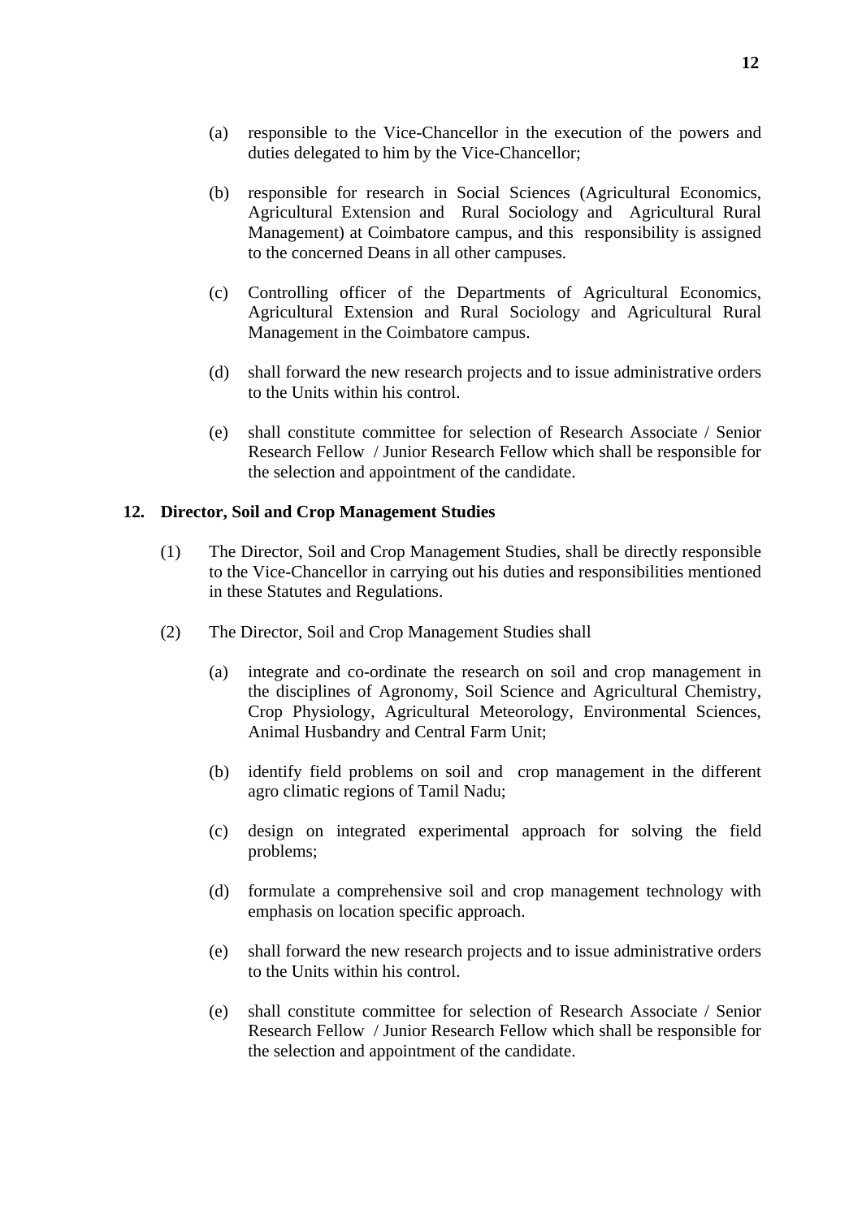(a) responsible to the Vice-Chancellor in the execution of the powers and duties delegated to him by the Vice-Chancellor;

(b) responsible for research in Social Sciences (Agricultural Economics, Agricultural Extension and Rural Sociology and Agricultural Rural Management) at Coimbatore campus, and this responsibility is assigned to the concerned Deans in all other campuses.

(c) Controlling officer of the Departments of Agricultural Economics, Agricultural Extension and Rural Sociology and Agricultural Rural Management in the Coimbatore campus.

(d) shall forward the new research projects and to issue administrative orders to the Units within his control.

(e) shall constitute committee for selection of Research Associate / Senior Research Fellow / Junior Research Fellow which shall be responsible for the selection and appointment of the candidate.

**12. Director, Soil and Crop Management Studies**

(1) The Director, Soil and Crop Management Studies, shall be directly responsible to the Vice-Chancellor in carrying out his duties and responsibilities mentioned in these Statutes and Regulations.

(2) The Director, Soil and Crop Management Studies shall

(a) integrate and co-ordinate the research on soil and crop management in the disciplines of Agronomy, Soil Science and Agricultural Chemistry, Crop Physiology, Agricultural Meteorology, Environmental Sciences, Animal Husbandry and Central Farm Unit;

(b) identify field problems on soil and crop management in the different agro climatic regions of Tamil Nadu;

(c) design on integrated experimental approach for solving the field problems;

(d) formulate a comprehensive soil and crop management technology with emphasis on location specific approach.

(e) shall forward the new research projects and to issue administrative orders to the Units within his control.

(e) shall constitute committee for selection of Research Associate / Senior Research Fellow / Junior Research Fellow which shall be responsible for the selection and appointment of the candidate.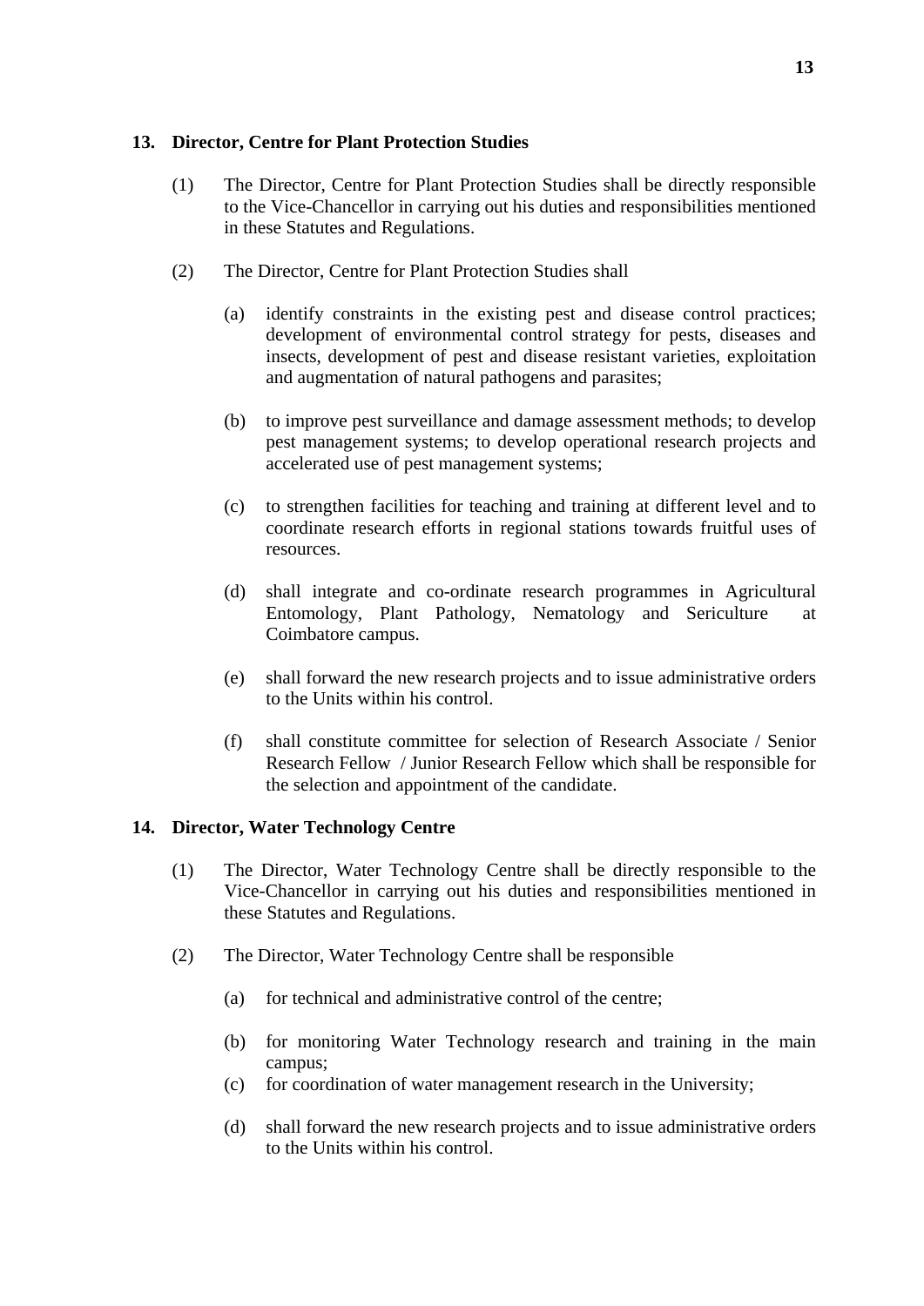### 13. Director, Centre for Plant Protection Studies

(1) The Director, Centre for Plant Protection Studies shall be directly responsible to the Vice-Chancellor in carrying out his duties and responsibilities mentioned in these Statutes and Regulations.

(2) The Director, Centre for Plant Protection Studies shall

(a) identify constraints in the existing pest and disease control practices; development of environmental control strategy for pests, diseases and insects, development of pest and disease resistant varieties, exploitation and augmentation of natural pathogens and parasites;

(b) to improve pest surveillance and damage assessment methods; to develop pest management systems; to develop operational research projects and accelerated use of pest management systems;

(c) to strengthen facilities for teaching and training at different level and to coordinate research efforts in regional stations towards fruitful uses of resources.

(d) shall integrate and co-ordinate research programmes in Agricultural Entomology, Plant Pathology, Nematology and Sericulture at Coimbatore campus.

(e) shall forward the new research projects and to issue administrative orders to the Units within his control.

(f) shall constitute committee for selection of Research Associate / Senior Research Fellow / Junior Research Fellow which shall be responsible for the selection and appointment of the candidate.

### 14. Director, Water Technology Centre

(1) The Director, Water Technology Centre shall be directly responsible to the Vice-Chancellor in carrying out his duties and responsibilities mentioned in these Statutes and Regulations.

(2) The Director, Water Technology Centre shall be responsible

(a) for technical and administrative control of the centre;

(b) for monitoring Water Technology research and training in the main campus;

(c) for coordination of water management research in the University;

(d) shall forward the new research projects and to issue administrative orders to the Units within his control.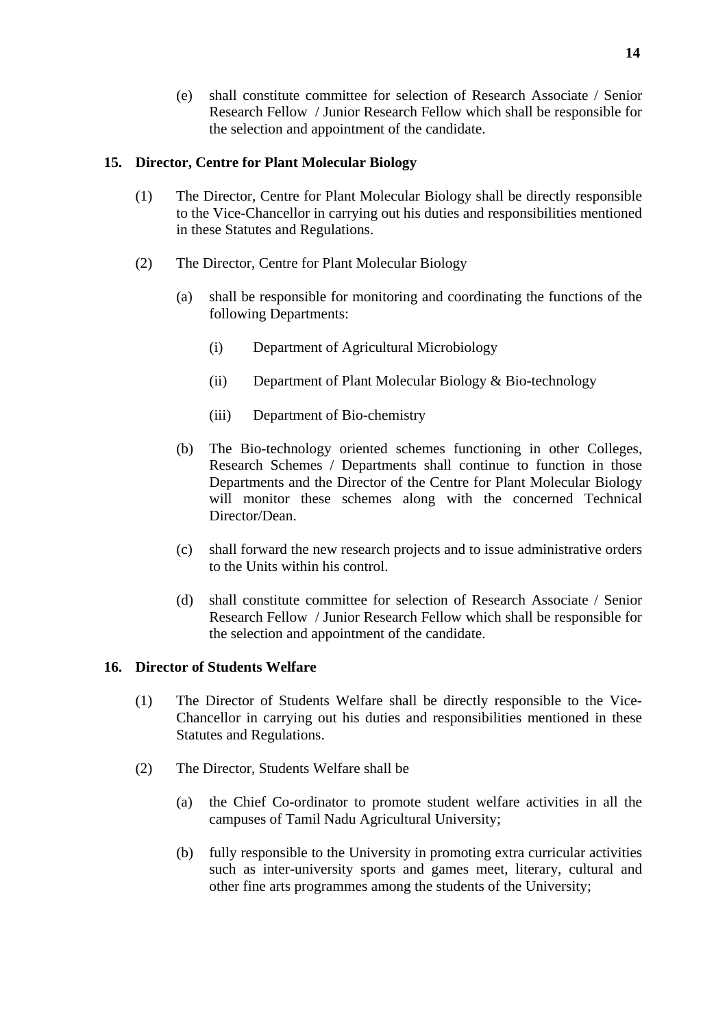(e) shall constitute committee for selection of Research Associate / Senior Research Fellow / Junior Research Fellow which shall be responsible for the selection and appointment of the candidate.

**15. Director, Centre for Plant Molecular Biology**

(1) The Director, Centre for Plant Molecular Biology shall be directly responsible to the Vice-Chancellor in carrying out his duties and responsibilities mentioned in these Statutes and Regulations.

(2) The Director, Centre for Plant Molecular Biology

(a) shall be responsible for monitoring and coordinating the functions of the following Departments:

(i) Department of Agricultural Microbiology

(ii) Department of Plant Molecular Biology & Bio-technology

(iii) Department of Bio-chemistry

(b) The Bio-technology oriented schemes functioning in other Colleges, Research Schemes / Departments shall continue to function in those Departments and the Director of the Centre for Plant Molecular Biology will monitor these schemes along with the concerned Technical Director/Dean.

(c) shall forward the new research projects and to issue administrative orders to the Units within his control.

(d) shall constitute committee for selection of Research Associate / Senior Research Fellow / Junior Research Fellow which shall be responsible for the selection and appointment of the candidate.

**16. Director of Students Welfare**

(1) The Director of Students Welfare shall be directly responsible to the Vice-Chancellor in carrying out his duties and responsibilities mentioned in these Statutes and Regulations.

(2) The Director, Students Welfare shall be

(a) the Chief Co-ordinator to promote student welfare activities in all the campuses of Tamil Nadu Agricultural University;

(b) fully responsible to the University in promoting extra curricular activities such as inter-university sports and games meet, literary, cultural and other fine arts programmes among the students of the University;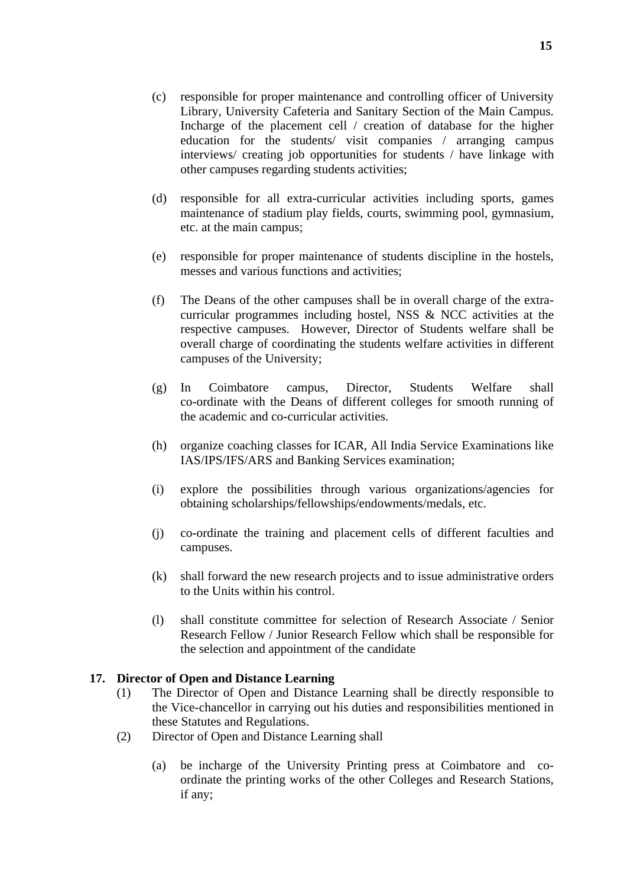(c) responsible for proper maintenance and controlling officer of University Library, University Cafeteria and Sanitary Section of the Main Campus. Incharge of the placement cell / creation of database for the higher education for the students/ visit companies / arranging campus interviews/ creating job opportunities for students / have linkage with other campuses regarding students activities;

(d) responsible for all extra-curricular activities including sports, games maintenance of stadium play fields, courts, swimming pool, gymnasium, etc. at the main campus;

(e) responsible for proper maintenance of students discipline in the hostels, messes and various functions and activities;

(f) The Deans of the other campuses shall be in overall charge of the extra-curricular programmes including hostel, NSS & NCC activities at the respective campuses. However, Director of Students welfare shall be overall charge of coordinating the students welfare activities in different campuses of the University;

(g) In Coimbatore campus, Director, Students Welfare shall co-ordinate with the Deans of different colleges for smooth running of the academic and co-curricular activities.

(h) organize coaching classes for ICAR, All India Service Examinations like IAS/IPS/IFS/ARS and Banking Services examination;

(i) explore the possibilities through various organizations/agencies for obtaining scholarships/fellowships/endowments/medals, etc.

(j) co-ordinate the training and placement cells of different faculties and campuses.

(k) shall forward the new research projects and to issue administrative orders to the Units within his control.

(l) shall constitute committee for selection of Research Associate / Senior Research Fellow / Junior Research Fellow which shall be responsible for the selection and appointment of the candidate

**17. Director of Open and Distance Learning**

(1) The Director of Open and Distance Learning shall be directly responsible to the Vice-chancellor in carrying out his duties and responsibilities mentioned in these Statutes and Regulations.

(2) Director of Open and Distance Learning shall

(a) be incharge of the University Printing press at Coimbatore and co-ordinate the printing works of the other Colleges and Research Stations, if any;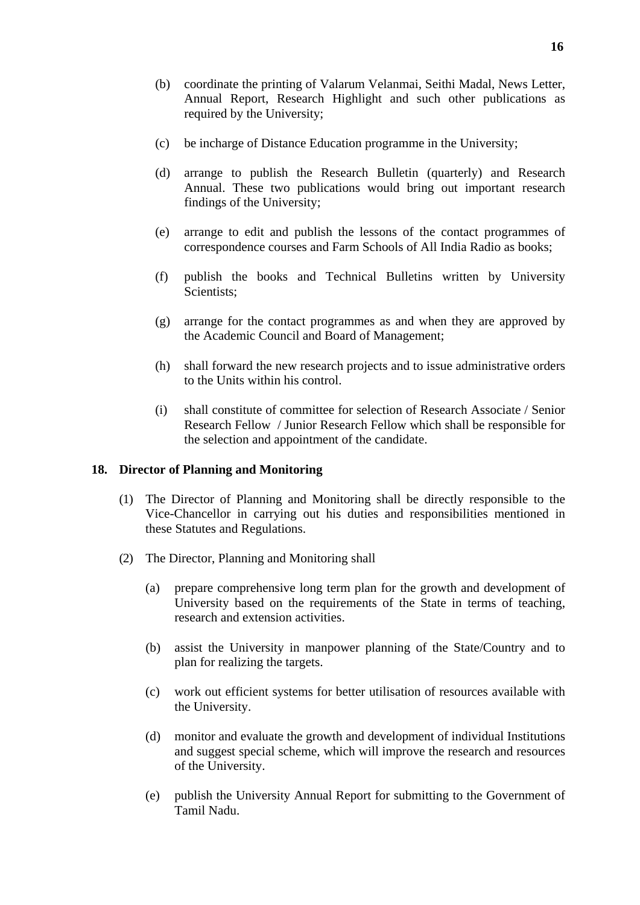(b) coordinate the printing of Valarum Velanmai, Seithi Madal, News Letter, Annual Report, Research Highlight and such other publications as required by the University;

(c) be incharge of Distance Education programme in the University;

(d) arrange to publish the Research Bulletin (quarterly) and Research Annual. These two publications would bring out important research findings of the University;

(e) arrange to edit and publish the lessons of the contact programmes of correspondence courses and Farm Schools of All India Radio as books;

(f) publish the books and Technical Bulletins written by University Scientists;

(g) arrange for the contact programmes as and when they are approved by the Academic Council and Board of Management;

(h) shall forward the new research projects and to issue administrative orders to the Units within his control.

(i) shall constitute of committee for selection of Research Associate / Senior Research Fellow / Junior Research Fellow which shall be responsible for the selection and appointment of the candidate.

**18. Director of Planning and Monitoring**

(1) The Director of Planning and Monitoring shall be directly responsible to the Vice-Chancellor in carrying out his duties and responsibilities mentioned in these Statutes and Regulations.

(2) The Director, Planning and Monitoring shall

(a) prepare comprehensive long term plan for the growth and development of University based on the requirements of the State in terms of teaching, research and extension activities.

(b) assist the University in manpower planning of the State/Country and to plan for realizing the targets.

(c) work out efficient systems for better utilisation of resources available with the University.

(d) monitor and evaluate the growth and development of individual Institutions and suggest special scheme, which will improve the research and resources of the University.

(e) publish the University Annual Report for submitting to the Government of Tamil Nadu.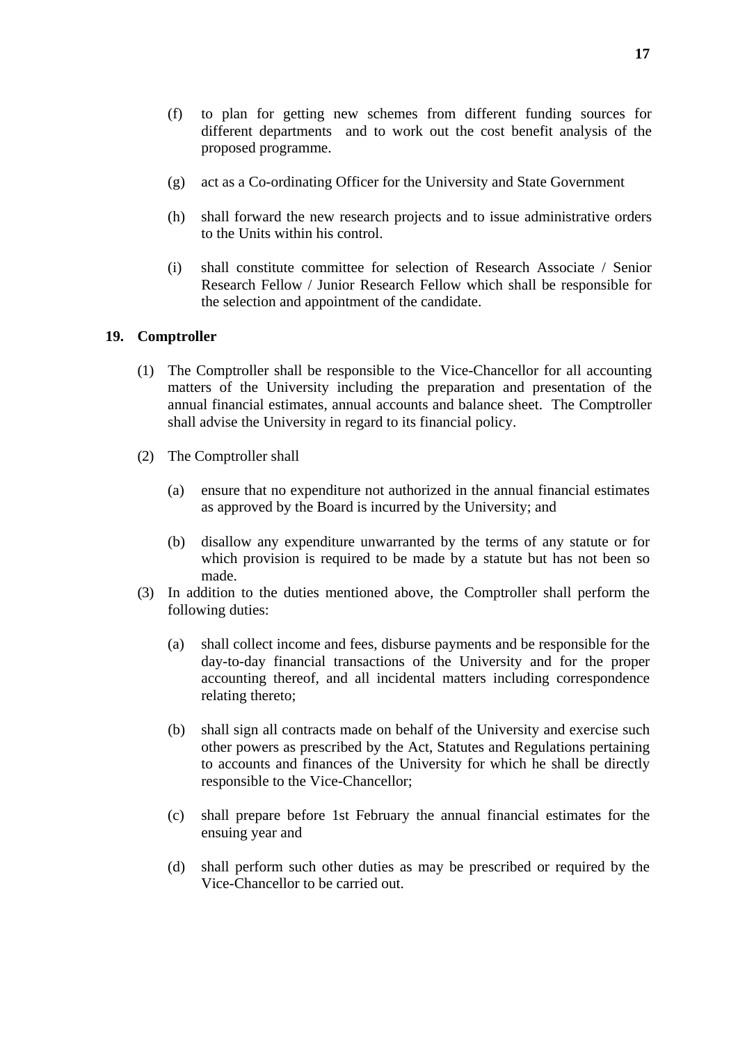(f) to plan for getting new schemes from different funding sources for different departments and to work out the cost benefit analysis of the proposed programme.

(g) act as a Co-ordinating Officer for the University and State Government

(h) shall forward the new research projects and to issue administrative orders to the Units within his control.

(i) shall constitute committee for selection of Research Associate / Senior Research Fellow / Junior Research Fellow which shall be responsible for the selection and appointment of the candidate.

**19. Comptroller**

(1) The Comptroller shall be responsible to the Vice-Chancellor for all accounting matters of the University including the preparation and presentation of the annual financial estimates, annual accounts and balance sheet. The Comptroller shall advise the University in regard to its financial policy.

(2) The Comptroller shall

(a) ensure that no expenditure not authorized in the annual financial estimates as approved by the Board is incurred by the University; and

(b) disallow any expenditure unwarranted by the terms of any statute or for which provision is required to be made by a statute but has not been so made.

(3) In addition to the duties mentioned above, the Comptroller shall perform the following duties:

(a) shall collect income and fees, disburse payments and be responsible for the day-to-day financial transactions of the University and for the proper accounting thereof, and all incidental matters including correspondence relating thereto;

(b) shall sign all contracts made on behalf of the University and exercise such other powers as prescribed by the Act, Statutes and Regulations pertaining to accounts and finances of the University for which he shall be directly responsible to the Vice-Chancellor;

(c) shall prepare before 1st February the annual financial estimates for the ensuing year and

(d) shall perform such other duties as may be prescribed or required by the Vice-Chancellor to be carried out.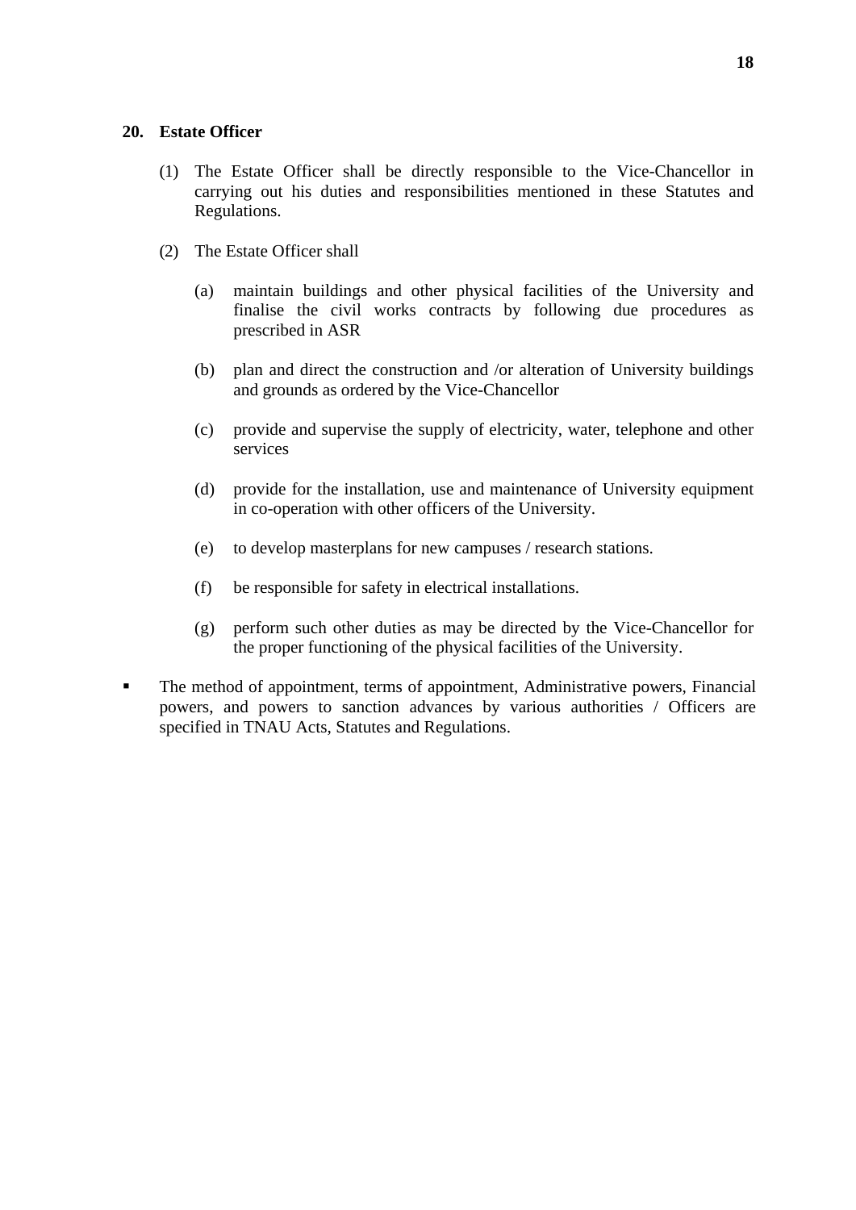## 20. Estate Officer

(1) The Estate Officer shall be directly responsible to the Vice-Chancellor in carrying out his duties and responsibilities mentioned in these Statutes and Regulations.

(2) The Estate Officer shall

(a) maintain buildings and other physical facilities of the University and finalise the civil works contracts by following due procedures as prescribed in ASR

(b) plan and direct the construction and /or alteration of University buildings and grounds as ordered by the Vice-Chancellor

(c) provide and supervise the supply of electricity, water, telephone and other services

(d) provide for the installation, use and maintenance of University equipment in co-operation with other officers of the University.

(e) to develop masterplans for new campuses / research stations.

(f) be responsible for safety in electrical installations.

(g) perform such other duties as may be directed by the Vice-Chancellor for the proper functioning of the physical facilities of the University.

- The method of appointment, terms of appointment, Administrative powers, Financial powers, and powers to sanction advances by various authorities / Officers are specified in TNAU Acts, Statutes and Regulations.